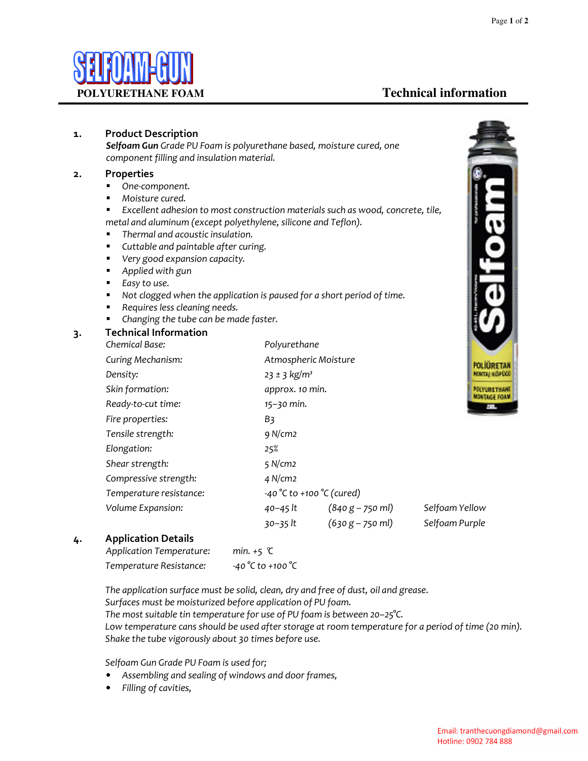# SELFOAM-GUN

**POLYURETHANE FOAM**

**Technical information**

## 1. Product Description

***Selfoam Gun*** *Grade PU Foam is polyurethane based, moisture cured, one component filling and insulation material.*

## 2. Properties

- *One-component.*
- *Moisture cured.*
- *Excellent adhesion to most construction materials such as wood, concrete, tile, metal and aluminum (except polyethylene, silicone and Teflon).*
- *Thermal and acoustic insulation.*
- *Cuttable and paintable after curing.*
- *Very good expansion capacity.*
- *Applied with gun*
- *Easy to use.*
- *Not clogged when the application is paused for a short period of time.*
- *Requires less cleaning needs.*
- *Changing the tube can be made faster.*

## 3. Technical Information

| | | | |
|---|---|---|---|
| *Chemical Base:* | *Polyurethane* | | |
| *Curing Mechanism:* | *Atmospheric Moisture* | | |
| *Density:* | *23 ± 3 kg/m³* | | |
| *Skin formation:* | *approx. 10 min.* | | |
| *Ready-to-cut time:* | *15–30 min.* | | |
| *Fire properties:* | *B3* | | |
| *Tensile strength:* | *9 N/cm2* | | |
| *Elongation:* | *25%* | | |
| *Shear strength:* | *5 N/cm2* | | |
| *Compressive strength:* | *4 N/cm2* | | |
| *Temperature resistance:* | *-40 °C to +100 °C (cured)* | | |
| *Volume Expansion:* | *40–45 lt* | *(840 g – 750 ml)* | *Selfoam Yellow* |
| | *30–35 lt* | *(630 g – 750 ml)* | *Selfoam Purple* |

## 4. Application Details

| | |
|---|---|
| *Application Temperature:* | *min. +5 °C* |
| *Temperature Resistance:* | *-40 °C to +100 °C* |

*The application surface must be solid, clean, dry and free of dust, oil and grease.*
*Surfaces must be moisturized before application of PU foam.*
*The most suitable tin temperature for use of PU foam is between 20–25°C.*
*Low temperature cans should be used after storage at room temperature for a period of time (20 min).*
*Shake the tube vigorously about 30 times before use.*

*Selfoam Gun Grade PU Foam is used for;*

- *Assembling and sealing of windows and door frames,*
- *Filling of cavities,*

Email: tranthecuongdiamond@gmail.com
Hotline: 0902 784 888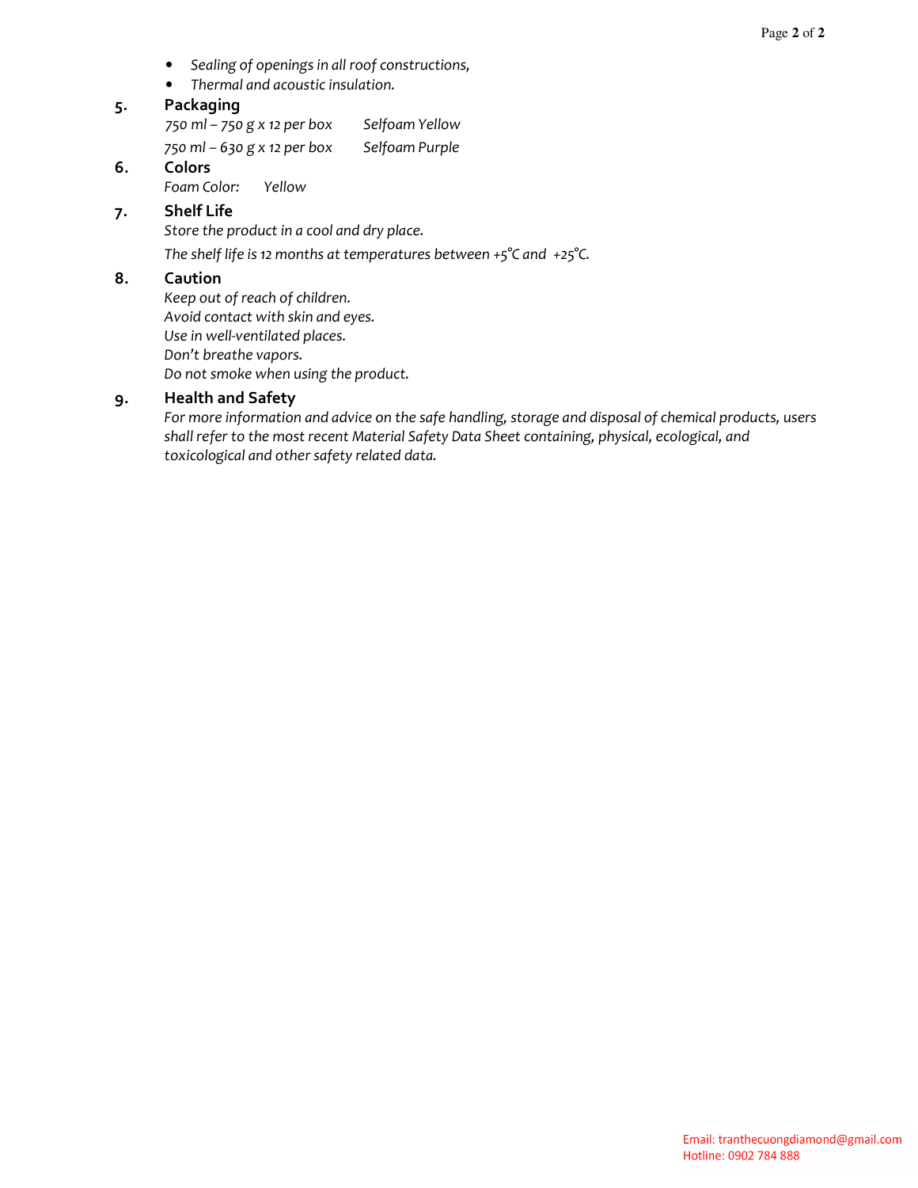- *Sealing of openings in all roof constructions,*
- *Thermal and acoustic insulation.*

## 5. Packaging

| | |
|---|---|
| *750 ml – 750 g x 12 per box* | *Selfoam Yellow* |
| *750 ml – 630 g x 12 per box* | *Selfoam Purple* |

## 6. Colors

*Foam Color: Yellow*

## 7. Shelf Life

*Store the product in a cool and dry place.*

*The shelf life is 12 months at temperatures between +5°C and +25°C.*

## 8. Caution

*Keep out of reach of children.*
*Avoid contact with skin and eyes.*
*Use in well-ventilated places.*
*Don't breathe vapors.*
*Do not smoke when using the product.*

## 9. Health and Safety

*For more information and advice on the safe handling, storage and disposal of chemical products, users shall refer to the most recent Material Safety Data Sheet containing, physical, ecological, and toxicological and other safety related data.*

Email: tranthecuongdiamond@gmail.com
Hotline: 0902 784 888